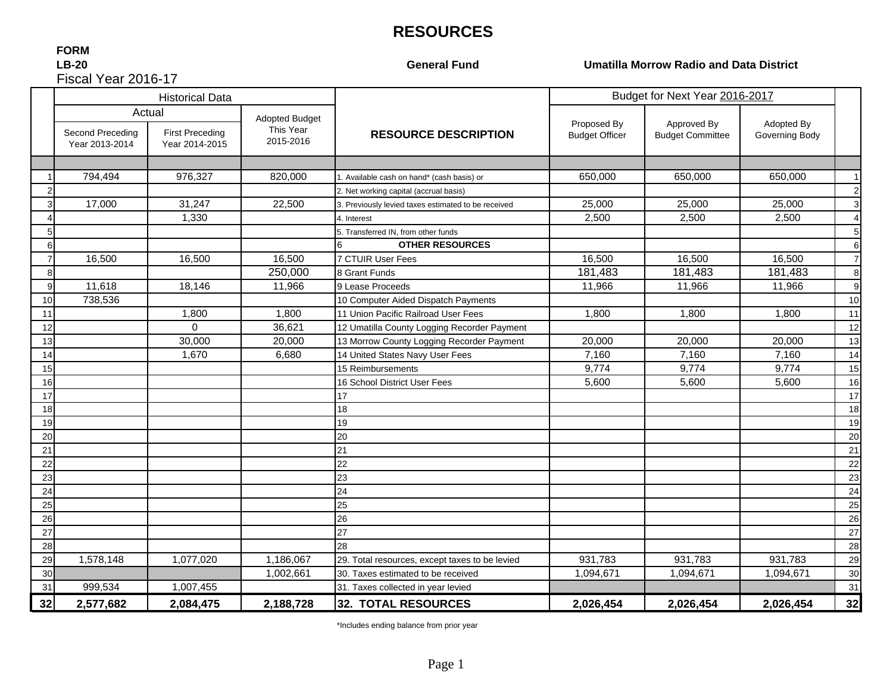# RESOURCES

**FORM**
**LB-20** **General Fund** **Umatilla Morrow Radio and Data District**
Fiscal Year 2016-17

| | Historical Data | | | | Budget for Next Year 2016-2017 | | | |
|---|---|---|---|---|---|---|---|---|
| | Actual | | Adopted Budget | | | | | |
| | Second Preceding Year 2013-2014 | First Preceding Year 2014-2015 | This Year 2015-2016 | **RESOURCE DESCRIPTION** | Proposed By Budget Officer | Approved By Budget Committee | Adopted By Governing Body | |
| 1 | 794,494 | 976,327 | 820,000 | 1. Available cash on hand* (cash basis) or | 650,000 | 650,000 | 650,000 | 1 |
| 2 | | | | 2. Net working capital (accrual basis) | | | | 2 |
| 3 | 17,000 | 31,247 | 22,500 | 3. Previously levied taxes estimated to be received | 25,000 | 25,000 | 25,000 | 3 |
| 4 | | 1,330 | | 4. Interest | 2,500 | 2,500 | 2,500 | 4 |
| 5 | | | | 5. Transferred IN, from other funds | | | | 5 |
| 6 | | | | 6 **OTHER RESOURCES** | | | | 6 |
| 7 | 16,500 | 16,500 | 16,500 | 7 CTUIR User Fees | 16,500 | 16,500 | 16,500 | 7 |
| 8 | | | 250,000 | 8 Grant Funds | 181,483 | 181,483 | 181,483 | 8 |
| 9 | 11,618 | 18,146 | 11,966 | 9 Lease Proceeds | 11,966 | 11,966 | 11,966 | 9 |
| 10 | 738,536 | | | 10 Computer Aided Dispatch Payments | | | | 10 |
| 11 | | 1,800 | 1,800 | 11 Union Pacific Railroad User Fees | 1,800 | 1,800 | 1,800 | 11 |
| 12 | | 0 | 36,621 | 12 Umatilla County Logging Recorder Payment | | | | 12 |
| 13 | | 30,000 | 20,000 | 13 Morrow County Logging Recorder Payment | 20,000 | 20,000 | 20,000 | 13 |
| 14 | | 1,670 | 6,680 | 14 United States Navy User Fees | 7,160 | 7,160 | 7,160 | 14 |
| 15 | | | | 15 Reimbursements | 9,774 | 9,774 | 9,774 | 15 |
| 16 | | | | 16 School District User Fees | 5,600 | 5,600 | 5,600 | 16 |
| 17 | | | | 17 | | | | 17 |
| 18 | | | | 18 | | | | 18 |
| 19 | | | | 19 | | | | 19 |
| 20 | | | | 20 | | | | 20 |
| 21 | | | | 21 | | | | 21 |
| 22 | | | | 22 | | | | 22 |
| 23 | | | | 23 | | | | 23 |
| 24 | | | | 24 | | | | 24 |
| 25 | | | | 25 | | | | 25 |
| 26 | | | | 26 | | | | 26 |
| 27 | | | | 27 | | | | 27 |
| 28 | | | | 28 | | | | 28 |
| 29 | 1,578,148 | 1,077,020 | 1,186,067 | 29. Total resources, except taxes to be levied | 931,783 | 931,783 | 931,783 | 29 |
| 30 | | | 1,002,661 | 30. Taxes estimated to be received | 1,094,671 | 1,094,671 | 1,094,671 | 30 |
| 31 | 999,534 | 1,007,455 | | 31. Taxes collected in year levied | | | | 31 |
| **32** | **2,577,682** | **2,084,475** | **2,188,728** | **32. TOTAL RESOURCES** | **2,026,454** | **2,026,454** | **2,026,454** | **32** |

*Includes ending balance from prior year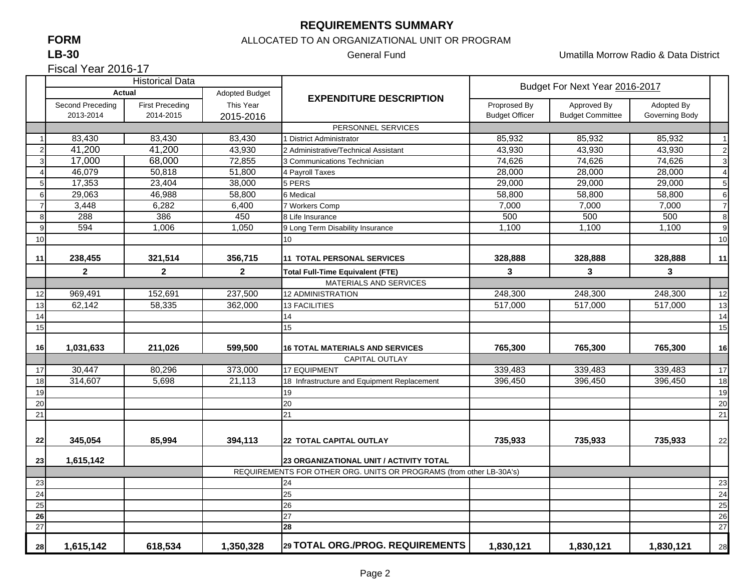# REQUIREMENTS SUMMARY

**FORM** ALLOCATED TO AN ORGANIZATIONAL UNIT OR PROGRAM

**LB-30** General Fund Umatilla Morrow Radio & Data District

Fiscal Year 2016-17

| | Historical Data | | | EXPENDITURE DESCRIPTION | Budget For Next Year 2016-2017 | | | |
|---|---|---|---|---|---|---|---|---|
| | Actual | | Adopted Budget | | | | | |
| | Second Preceding 2013-2014 | First Preceding 2014-2015 | This Year 2015-2016 | | Proprosed By Budget Officer | Approved By Budget Committee | Adopted By Governing Body | |
| | | | | PERSONNEL SERVICES | | | | |
| 1 | 83,430 | 83,430 | 83,430 | 1 District Administrator | 85,932 | 85,932 | 85,932 | 1 |
| 2 | 41,200 | 41,200 | 43,930 | 2 Administrative/Technical Assistant | 43,930 | 43,930 | 43,930 | 2 |
| 3 | 17,000 | 68,000 | 72,855 | 3 Communications Technician | 74,626 | 74,626 | 74,626 | 3 |
| 4 | 46,079 | 50,818 | 51,800 | 4 Payroll Taxes | 28,000 | 28,000 | 28,000 | 4 |
| 5 | 17,353 | 23,404 | 38,000 | 5 PERS | 29,000 | 29,000 | 29,000 | 5 |
| 6 | 29,063 | 46,988 | 58,800 | 6 Medical | 58,800 | 58,800 | 58,800 | 6 |
| 7 | 3,448 | 6,282 | 6,400 | 7 Workers Comp | 7,000 | 7,000 | 7,000 | 7 |
| 8 | 288 | 386 | 450 | 8 Life Insurance | 500 | 500 | 500 | 8 |
| 9 | 594 | 1,006 | 1,050 | 9 Long Term Disability Insurance | 1,100 | 1,100 | 1,100 | 9 |
| 10 | | | | 10 | | | | 10 |
| **11** | **238,455** | **321,514** | **356,715** | **11 TOTAL PERSONAL SERVICES** | **328,888** | **328,888** | **328,888** | **11** |
| | **2** | **2** | **2** | **Total Full-Time Equivalent (FTE)** | **3** | **3** | **3** | |
| | | | | MATERIALS AND SERVICES | | | | |
| 12 | 969,491 | 152,691 | 237,500 | 12 ADMINISTRATION | 248,300 | 248,300 | 248,300 | 12 |
| 13 | 62,142 | 58,335 | 362,000 | 13 FACILITIES | 517,000 | 517,000 | 517,000 | 13 |
| 14 | | | | 14 | | | | 14 |
| 15 | | | | 15 | | | | 15 |
| **16** | **1,031,633** | **211,026** | **599,500** | **16 TOTAL MATERIALS AND SERVICES** | **765,300** | **765,300** | **765,300** | **16** |
| | | | | CAPITAL OUTLAY | | | | |
| 17 | 30,447 | 80,296 | 373,000 | 17 EQUIPMENT | 339,483 | 339,483 | 339,483 | 17 |
| 18 | 314,607 | 5,698 | 21,113 | 18 Infrastructure and Equipment Replacement | 396,450 | 396,450 | 396,450 | 18 |
| 19 | | | | 19 | | | | 19 |
| 20 | | | | 20 | | | | 20 |
| 21 | | | | 21 | | | | 21 |
| **22** | **345,054** | **85,994** | **394,113** | **22 TOTAL CAPITAL OUTLAY** | **735,933** | **735,933** | **735,933** | 22 |
| **23** | **1,615,142** | | | **23 ORGANIZATIONAL UNIT / ACTIVITY TOTAL** | | | | |
| | | | REQUIREMENTS FOR OTHER ORG. UNITS OR PROGRAMS (from other LB-30A's) | | | | | |
| 23 | | | | 24 | | | | 23 |
| 24 | | | | 25 | | | | 24 |
| 25 | | | | 26 | | | | 25 |
| **26** | | | | 27 | | | | 26 |
| 27 | | | | **28** | | | | 27 |
| **28** | **1,615,142** | **618,534** | **1,350,328** | **29 TOTAL ORG./PROG. REQUIREMENTS** | **1,830,121** | **1,830,121** | **1,830,121** | 28 |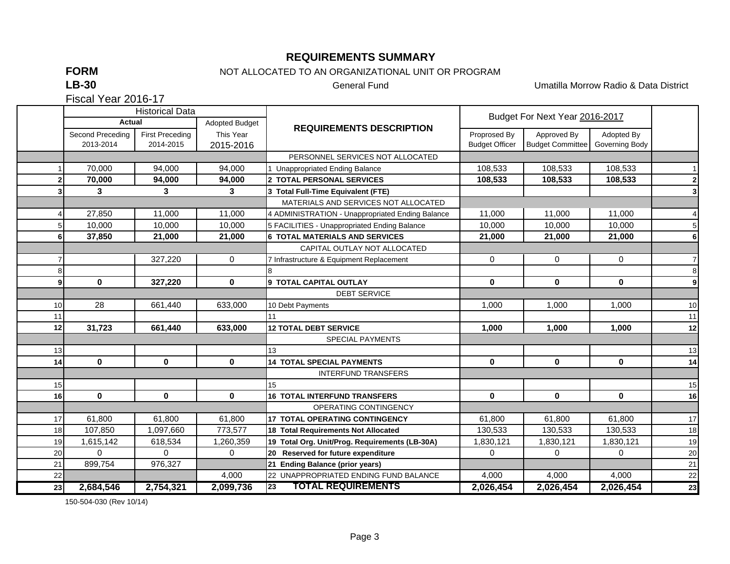# REQUIREMENTS SUMMARY

**FORM LB-30**

NOT ALLOCATED TO AN ORGANIZATIONAL UNIT OR PROGRAM

General Fund

Umatilla Morrow Radio & Data District

Fiscal Year 2016-17

| | Historical Data | | | REQUIREMENTS DESCRIPTION | Budget For Next Year 2016-2017 | | | |
|---|---|---|---|---|---|---|---|---|
| | Actual | | Adopted Budget | | | | | |
| | Second Preceding 2013-2014 | First Preceding 2014-2015 | This Year 2015-2016 | | Proprosed By Budget Officer | Approved By Budget Committee | Adopted By Governing Body | |
| | | | | PERSONNEL SERVICES NOT ALLOCATED | | | | |
| 1 | 70,000 | 94,000 | 94,000 | 1 Unappropriated Ending Balance | 108,533 | 108,533 | 108,533 | 1 |
| **2** | **70,000** | **94,000** | **94,000** | **2 TOTAL PERSONAL SERVICES** | **108,533** | **108,533** | **108,533** | **2** |
| **3** | **3** | **3** | **3** | **3 Total Full-Time Equivalent (FTE)** | | | | **3** |
| | | | | MATERIALS AND SERVICES NOT ALLOCATED | | | | |
| 4 | 27,850 | 11,000 | 11,000 | 4 ADMINISTRATION - Unappropriated Ending Balance | 11,000 | 11,000 | 11,000 | 4 |
| 5 | 10,000 | 10,000 | 10,000 | 5 FACILITIES - Unappropriated Ending Balance | 10,000 | 10,000 | 10,000 | 5 |
| **6** | **37,850** | **21,000** | **21,000** | **6 TOTAL MATERIALS AND SERVICES** | **21,000** | **21,000** | **21,000** | **6** |
| | | | | CAPITAL OUTLAY NOT ALLOCATED | | | | |
| 7 | | 327,220 | 0 | 7 Infrastructure & Equipment Replacement | 0 | 0 | 0 | 7 |
| 8 | | | | 8 | | | | 8 |
| **9** | **0** | **327,220** | **0** | **9 TOTAL CAPITAL OUTLAY** | **0** | **0** | **0** | **9** |
| | | | | DEBT SERVICE | | | | |
| 10 | 28 | 661,440 | 633,000 | 10 Debt Payments | 1,000 | 1,000 | 1,000 | 10 |
| 11 | | | | 11 | | | | 11 |
| **12** | **31,723** | **661,440** | **633,000** | **12 TOTAL DEBT SERVICE** | **1,000** | **1,000** | **1,000** | **12** |
| | | | | SPECIAL PAYMENTS | | | | |
| 13 | | | | 13 | | | | 13 |
| **14** | **0** | **0** | **0** | **14 TOTAL SPECIAL PAYMENTS** | **0** | **0** | **0** | **14** |
| | | | | INTERFUND TRANSFERS | | | | |
| 15 | | | | 15 | | | | 15 |
| **16** | **0** | **0** | **0** | **16 TOTAL INTERFUND TRANSFERS** | **0** | **0** | **0** | **16** |
| | | | | OPERATING CONTINGENCY | | | | |
| 17 | 61,800 | 61,800 | 61,800 | **17 TOTAL OPERATING CONTINGENCY** | 61,800 | 61,800 | 61,800 | 17 |
| 18 | 107,850 | 1,097,660 | 773,577 | **18 Total Requirements Not Allocated** | 130,533 | 130,533 | 130,533 | 18 |
| 19 | 1,615,142 | 618,534 | 1,260,359 | **19 Total Org. Unit/Prog. Requirements (LB-30A)** | 1,830,121 | 1,830,121 | 1,830,121 | 19 |
| 20 | 0 | 0 | 0 | **20 Reserved for future expenditure** | 0 | 0 | 0 | 20 |
| 21 | 899,754 | 976,327 | | **21 Ending Balance (prior years)** | | | | 21 |
| 22 | | | 4,000 | 22 UNAPPROPRIATED ENDING FUND BALANCE | 4,000 | 4,000 | 4,000 | 22 |
| **23** | **2,684,546** | **2,754,321** | **2,099,736** | **23 TOTAL REQUIREMENTS** | **2,026,454** | **2,026,454** | **2,026,454** | **23** |

150-504-030 (Rev 10/14)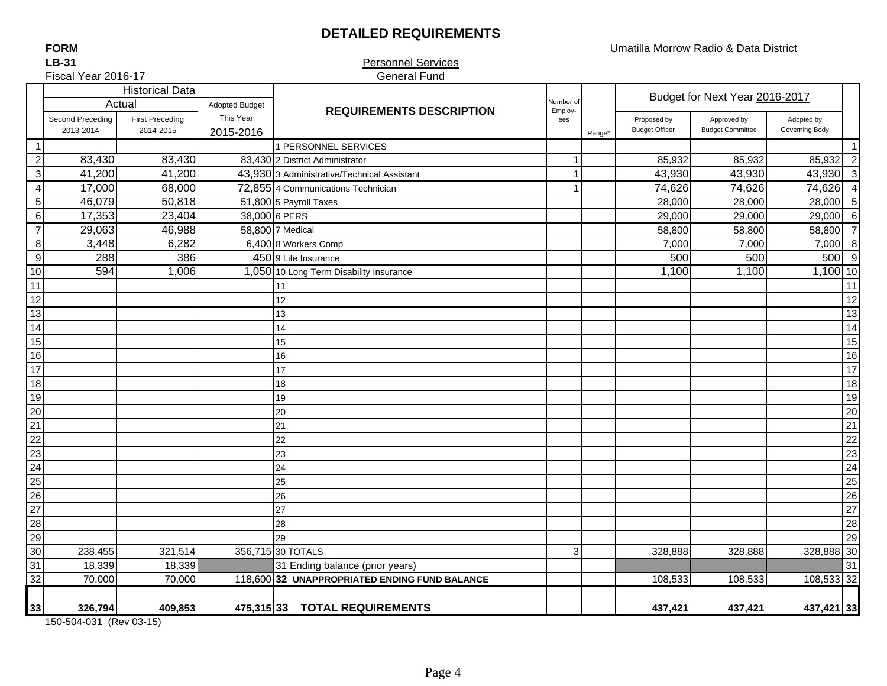# DETAILED REQUIREMENTS

**FORM**
**LB-31**
Fiscal Year 2016-17

Umatilla Morrow Radio & Data District

Personnel Services
General Fund

| | Historical Data | | | REQUIREMENTS DESCRIPTION | Number of Employ-ees | Range* | Budget for Next Year 2016-2017 | | | |
|---|---|---|---|---|---|---|---|---|---|---|
| | Actual | | Adopted Budget | | | | | | | |
| | Second Preceding 2013-2014 | First Preceding 2014-2015 | This Year 2015-2016 | | | | Proposed by Budget Officer | Approved by Budget Committee | Adopted by Governing Body | |
| 1 | | | | 1 PERSONNEL SERVICES | | | | | | 1 |
| 2 | 83,430 | 83,430 | 83,430 | 2 District Administrator | 1 | | 85,932 | 85,932 | 85,932 | 2 |
| 3 | 41,200 | 41,200 | 43,930 | 3 Administrative/Technical Assistant | 1 | | 43,930 | 43,930 | 43,930 | 3 |
| 4 | 17,000 | 68,000 | 72,855 | 4 Communications Technician | 1 | | 74,626 | 74,626 | 74,626 | 4 |
| 5 | 46,079 | 50,818 | 51,800 | 5 Payroll Taxes | | | 28,000 | 28,000 | 28,000 | 5 |
| 6 | 17,353 | 23,404 | 38,000 | 6 PERS | | | 29,000 | 29,000 | 29,000 | 6 |
| 7 | 29,063 | 46,988 | 58,800 | 7 Medical | | | 58,800 | 58,800 | 58,800 | 7 |
| 8 | 3,448 | 6,282 | 6,400 | 8 Workers Comp | | | 7,000 | 7,000 | 7,000 | 8 |
| 9 | 288 | 386 | 450 | 9 Life Insurance | | | 500 | 500 | 500 | 9 |
| 10 | 594 | 1,006 | 1,050 | 10 Long Term Disability Insurance | | | 1,100 | 1,100 | 1,100 | 10 |
| 11 | | | | 11 | | | | | | 11 |
| 12 | | | | 12 | | | | | | 12 |
| 13 | | | | 13 | | | | | | 13 |
| 14 | | | | 14 | | | | | | 14 |
| 15 | | | | 15 | | | | | | 15 |
| 16 | | | | 16 | | | | | | 16 |
| 17 | | | | 17 | | | | | | 17 |
| 18 | | | | 18 | | | | | | 18 |
| 19 | | | | 19 | | | | | | 19 |
| 20 | | | | 20 | | | | | | 20 |
| 21 | | | | 21 | | | | | | 21 |
| 22 | | | | 22 | | | | | | 22 |
| 23 | | | | 23 | | | | | | 23 |
| 24 | | | | 24 | | | | | | 24 |
| 25 | | | | 25 | | | | | | 25 |
| 26 | | | | 26 | | | | | | 26 |
| 27 | | | | 27 | | | | | | 27 |
| 28 | | | | 28 | | | | | | 28 |
| 29 | | | | 29 | | | | | | 29 |
| 30 | 238,455 | 321,514 | 356,715 | 30 TOTALS | 3 | | 328,888 | 328,888 | 328,888 | 30 |
| 31 | 18,339 | 18,339 | | 31 Ending balance (prior years) | | | | | | 31 |
| 32 | 70,000 | 70,000 | 118,600 | **32 UNAPPROPRIATED ENDING FUND BALANCE** | | | 108,533 | 108,533 | 108,533 | 32 |
| **33** | **326,794** | **409,853** | **475,315** | **33 TOTAL REQUIREMENTS** | | | **437,421** | **437,421** | **437,421** | **33** |

150-504-031 (Rev 03-15)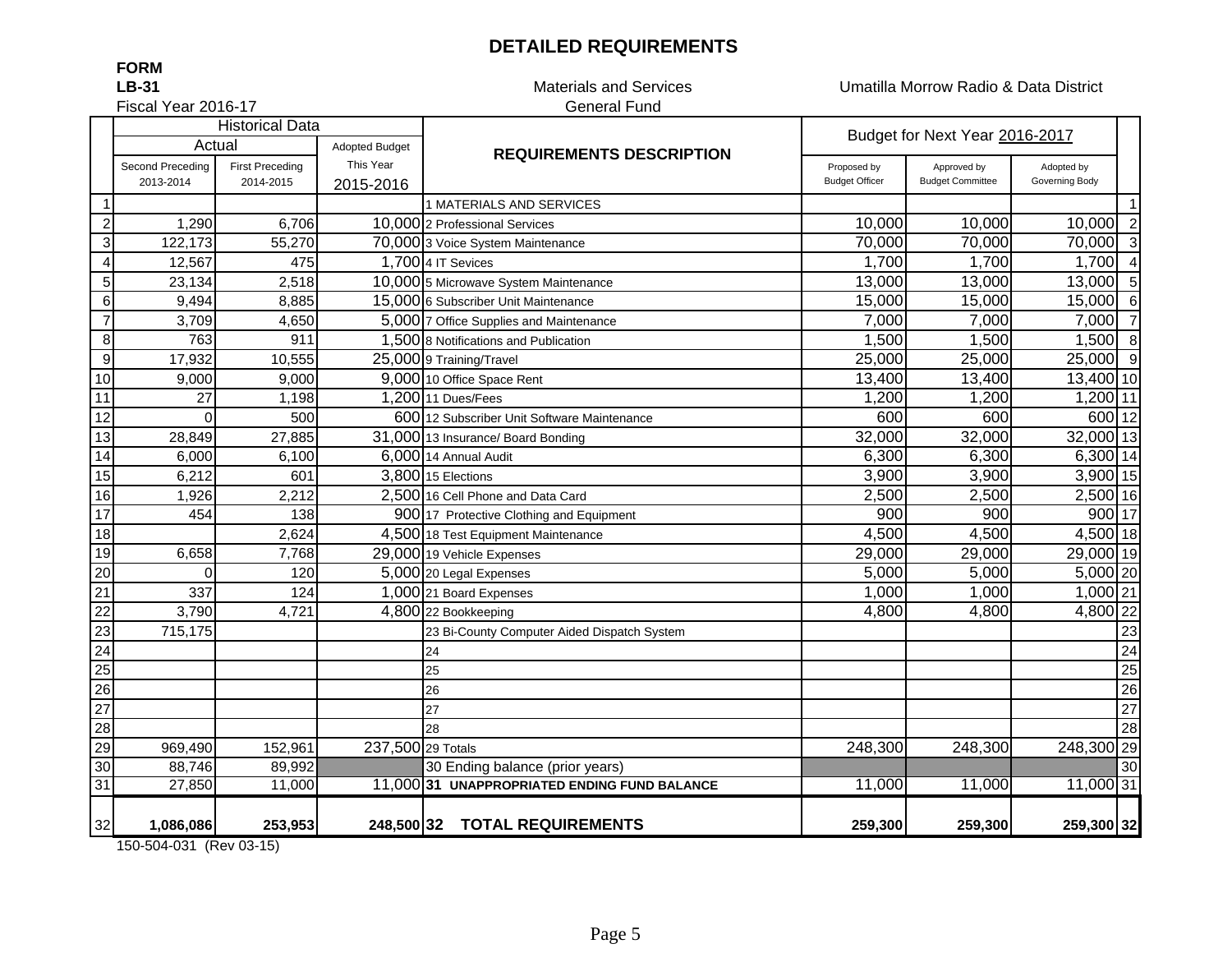# DETAILED REQUIREMENTS

**FORM**
**LB-31**
Fiscal Year 2016-17

Materials and Services
General Fund

Umatilla Morrow Radio & Data District

| | Historical Data | | | REQUIREMENTS DESCRIPTION | Budget for Next Year 2016-2017 | | | |
|---|---|---|---|---|---|---|---|---|
| | Actual | | Adopted Budget | | | | | |
| | Second Preceding 2013-2014 | First Preceding 2014-2015 | This Year 2015-2016 | | Proposed by Budget Officer | Approved by Budget Committee | Adopted by Governing Body | |
| 1 | | | | 1 MATERIALS AND SERVICES | | | | 1 |
| 2 | 1,290 | 6,706 | 10,000 | 2 Professional Services | 10,000 | 10,000 | 10,000 | 2 |
| 3 | 122,173 | 55,270 | 70,000 | 3 Voice System Maintenance | 70,000 | 70,000 | 70,000 | 3 |
| 4 | 12,567 | 475 | 1,700 | 4 IT Sevices | 1,700 | 1,700 | 1,700 | 4 |
| 5 | 23,134 | 2,518 | 10,000 | 5 Microwave System Maintenance | 13,000 | 13,000 | 13,000 | 5 |
| 6 | 9,494 | 8,885 | 15,000 | 6 Subscriber Unit Maintenance | 15,000 | 15,000 | 15,000 | 6 |
| 7 | 3,709 | 4,650 | 5,000 | 7 Office Supplies and Maintenance | 7,000 | 7,000 | 7,000 | 7 |
| 8 | 763 | 911 | 1,500 | 8 Notifications and Publication | 1,500 | 1,500 | 1,500 | 8 |
| 9 | 17,932 | 10,555 | 25,000 | 9 Training/Travel | 25,000 | 25,000 | 25,000 | 9 |
| 10 | 9,000 | 9,000 | 9,000 | 10 Office Space Rent | 13,400 | 13,400 | 13,400 | 10 |
| 11 | 27 | 1,198 | 1,200 | 11 Dues/Fees | 1,200 | 1,200 | 1,200 | 11 |
| 12 | 0 | 500 | 600 | 12 Subscriber Unit Software Maintenance | 600 | 600 | 600 | 12 |
| 13 | 28,849 | 27,885 | 31,000 | 13 Insurance/ Board Bonding | 32,000 | 32,000 | 32,000 | 13 |
| 14 | 6,000 | 6,100 | 6,000 | 14 Annual Audit | 6,300 | 6,300 | 6,300 | 14 |
| 15 | 6,212 | 601 | 3,800 | 15 Elections | 3,900 | 3,900 | 3,900 | 15 |
| 16 | 1,926 | 2,212 | 2,500 | 16 Cell Phone and Data Card | 2,500 | 2,500 | 2,500 | 16 |
| 17 | 454 | 138 | 900 | 17 Protective Clothing and Equipment | 900 | 900 | 900 | 17 |
| 18 | | 2,624 | 4,500 | 18 Test Equipment Maintenance | 4,500 | 4,500 | 4,500 | 18 |
| 19 | 6,658 | 7,768 | 29,000 | 19 Vehicle Expenses | 29,000 | 29,000 | 29,000 | 19 |
| 20 | 0 | 120 | 5,000 | 20 Legal Expenses | 5,000 | 5,000 | 5,000 | 20 |
| 21 | 337 | 124 | 1,000 | 21 Board Expenses | 1,000 | 1,000 | 1,000 | 21 |
| 22 | 3,790 | 4,721 | 4,800 | 22 Bookkeeping | 4,800 | 4,800 | 4,800 | 22 |
| 23 | 715,175 | | | 23 Bi-County Computer Aided Dispatch System | | | | 23 |
| 24 | | | | 24 | | | | 24 |
| 25 | | | | 25 | | | | 25 |
| 26 | | | | 26 | | | | 26 |
| 27 | | | | 27 | | | | 27 |
| 28 | | | | 28 | | | | 28 |
| 29 | 969,490 | 152,961 | 237,500 | 29 Totals | 248,300 | 248,300 | 248,300 | 29 |
| 30 | 88,746 | 89,992 | | 30 Ending balance (prior years) | | | | 30 |
| 31 | 27,850 | 11,000 | 11,000 | **31 UNAPPROPRIATED ENDING FUND BALANCE** | 11,000 | 11,000 | 11,000 | 31 |
| 32 | **1,086,086** | **253,953** | **248,500** | **32 TOTAL REQUIREMENTS** | **259,300** | **259,300** | **259,300** | **32** |

150-504-031 (Rev 03-15)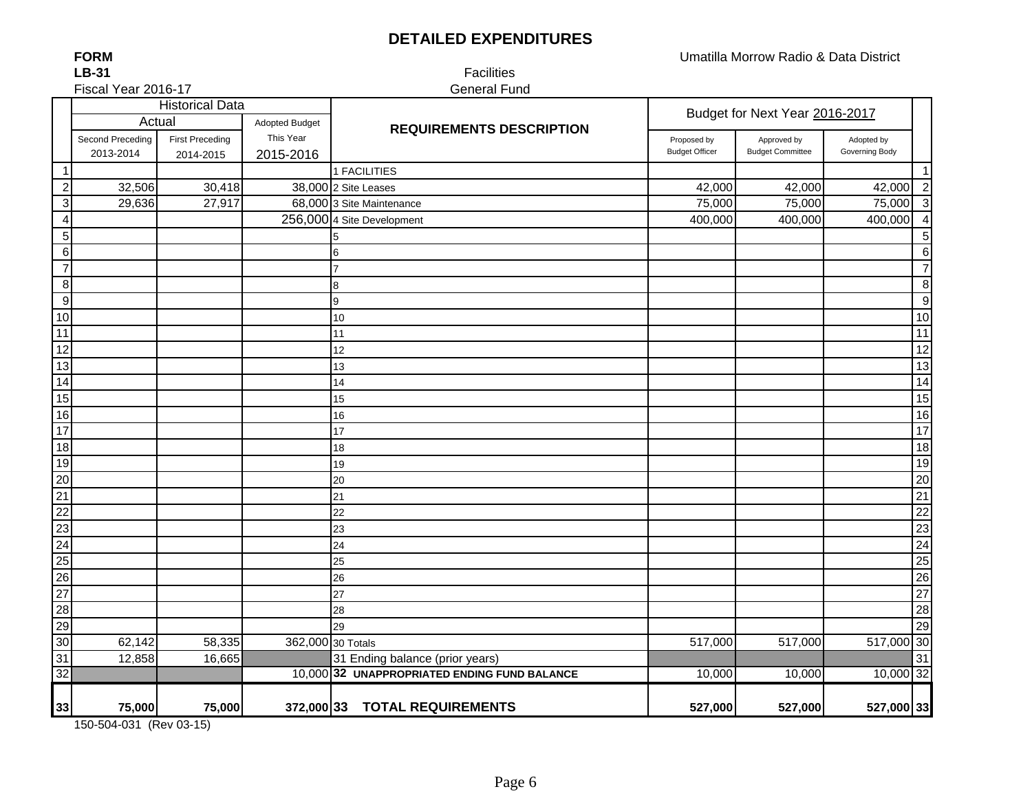# DETAILED EXPENDITURES

**FORM**
**LB-31**
Fiscal Year 2016-17

Umatilla Morrow Radio & Data District

Facilities
General Fund

| | Historical Data | | | REQUIREMENTS DESCRIPTION | Budget for Next Year 2016-2017 | | | |
|---|---|---|---|---|---|---|---|---|
| | Actual | | Adopted Budget | | | | | |
| | Second Preceding 2013-2014 | First Preceding 2014-2015 | This Year 2015-2016 | | Proposed by Budget Officer | Approved by Budget Committee | Adopted by Governing Body | |
| 1 | | | | 1 FACILITIES | | | | 1 |
| 2 | 32,506 | 30,418 | 38,000 | 2 Site Leases | 42,000 | 42,000 | 42,000 | 2 |
| 3 | 29,636 | 27,917 | 68,000 | 3 Site Maintenance | 75,000 | 75,000 | 75,000 | 3 |
| 4 | | | 256,000 | 4 Site Development | 400,000 | 400,000 | 400,000 | 4 |
| 5 | | | | 5 | | | | 5 |
| 6 | | | | 6 | | | | 6 |
| 7 | | | | 7 | | | | 7 |
| 8 | | | | 8 | | | | 8 |
| 9 | | | | 9 | | | | 9 |
| 10 | | | | 10 | | | | 10 |
| 11 | | | | 11 | | | | 11 |
| 12 | | | | 12 | | | | 12 |
| 13 | | | | 13 | | | | 13 |
| 14 | | | | 14 | | | | 14 |
| 15 | | | | 15 | | | | 15 |
| 16 | | | | 16 | | | | 16 |
| 17 | | | | 17 | | | | 17 |
| 18 | | | | 18 | | | | 18 |
| 19 | | | | 19 | | | | 19 |
| 20 | | | | 20 | | | | 20 |
| 21 | | | | 21 | | | | 21 |
| 22 | | | | 22 | | | | 22 |
| 23 | | | | 23 | | | | 23 |
| 24 | | | | 24 | | | | 24 |
| 25 | | | | 25 | | | | 25 |
| 26 | | | | 26 | | | | 26 |
| 27 | | | | 27 | | | | 27 |
| 28 | | | | 28 | | | | 28 |
| 29 | | | | 29 | | | | 29 |
| 30 | 62,142 | 58,335 | 362,000 | 30 Totals | 517,000 | 517,000 | 517,000 | 30 |
| 31 | 12,858 | 16,665 | | 31 Ending balance (prior years) | | | | 31 |
| 32 | | | 10,000 | **32 UNAPPROPRIATED ENDING FUND BALANCE** | 10,000 | 10,000 | 10,000 | 32 |
| **33** | **75,000** | **75,000** | **372,000** | **33 TOTAL REQUIREMENTS** | **527,000** | **527,000** | **527,000** | **33** |

150-504-031 (Rev 03-15)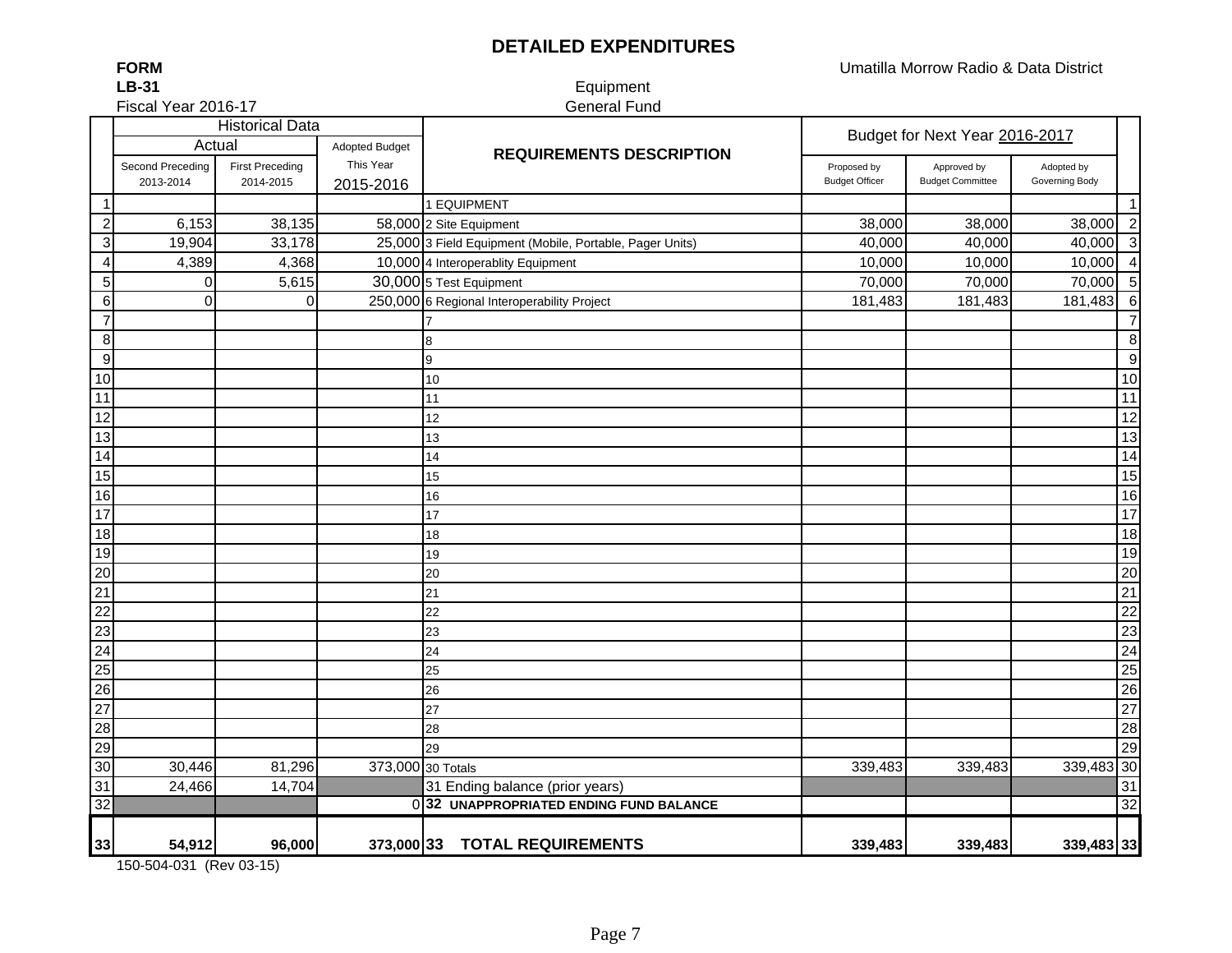# DETAILED EXPENDITURES

**FORM**
**LB-31**
Fiscal Year 2016-17

Umatilla Morrow Radio & Data District

Equipment
General Fund

| | Historical Data | | | REQUIREMENTS DESCRIPTION | Budget for Next Year 2016-2017 | | | |
|---|---|---|---|---|---|---|---|---|
| | Actual | | Adopted Budget | | | | | |
| | Second Preceding 2013-2014 | First Preceding 2014-2015 | This Year 2015-2016 | | Proposed by Budget Officer | Approved by Budget Committee | Adopted by Governing Body | |
| 1 | | | | 1 EQUIPMENT | | | | 1 |
| 2 | 6,153 | 38,135 | 58,000 | 2 Site Equipment | 38,000 | 38,000 | 38,000 | 2 |
| 3 | 19,904 | 33,178 | 25,000 | 3 Field Equipment (Mobile, Portable, Pager Units) | 40,000 | 40,000 | 40,000 | 3 |
| 4 | 4,389 | 4,368 | 10,000 | 4 Interoperablity Equipment | 10,000 | 10,000 | 10,000 | 4 |
| 5 | 0 | 5,615 | 30,000 | 5 Test Equipment | 70,000 | 70,000 | 70,000 | 5 |
| 6 | 0 | 0 | 250,000 | 6 Regional Interoperability Project | 181,483 | 181,483 | 181,483 | 6 |
| 7 | | | | 7 | | | | 7 |
| 8 | | | | 8 | | | | 8 |
| 9 | | | | 9 | | | | 9 |
| 10 | | | | 10 | | | | 10 |
| 11 | | | | 11 | | | | 11 |
| 12 | | | | 12 | | | | 12 |
| 13 | | | | 13 | | | | 13 |
| 14 | | | | 14 | | | | 14 |
| 15 | | | | 15 | | | | 15 |
| 16 | | | | 16 | | | | 16 |
| 17 | | | | 17 | | | | 17 |
| 18 | | | | 18 | | | | 18 |
| 19 | | | | 19 | | | | 19 |
| 20 | | | | 20 | | | | 20 |
| 21 | | | | 21 | | | | 21 |
| 22 | | | | 22 | | | | 22 |
| 23 | | | | 23 | | | | 23 |
| 24 | | | | 24 | | | | 24 |
| 25 | | | | 25 | | | | 25 |
| 26 | | | | 26 | | | | 26 |
| 27 | | | | 27 | | | | 27 |
| 28 | | | | 28 | | | | 28 |
| 29 | | | | 29 | | | | 29 |
| 30 | 30,446 | 81,296 | 373,000 | 30 Totals | 339,483 | 339,483 | 339,483 | 30 |
| 31 | 24,466 | 14,704 | | 31 Ending balance (prior years) | | | | 31 |
| 32 | | | 0 | **32 UNAPPROPRIATED ENDING FUND BALANCE** | | | | 32 |
| **33** | **54,912** | **96,000** | **373,000** | **33 TOTAL REQUIREMENTS** | **339,483** | **339,483** | **339,483** | **33** |

150-504-031 (Rev 03-15)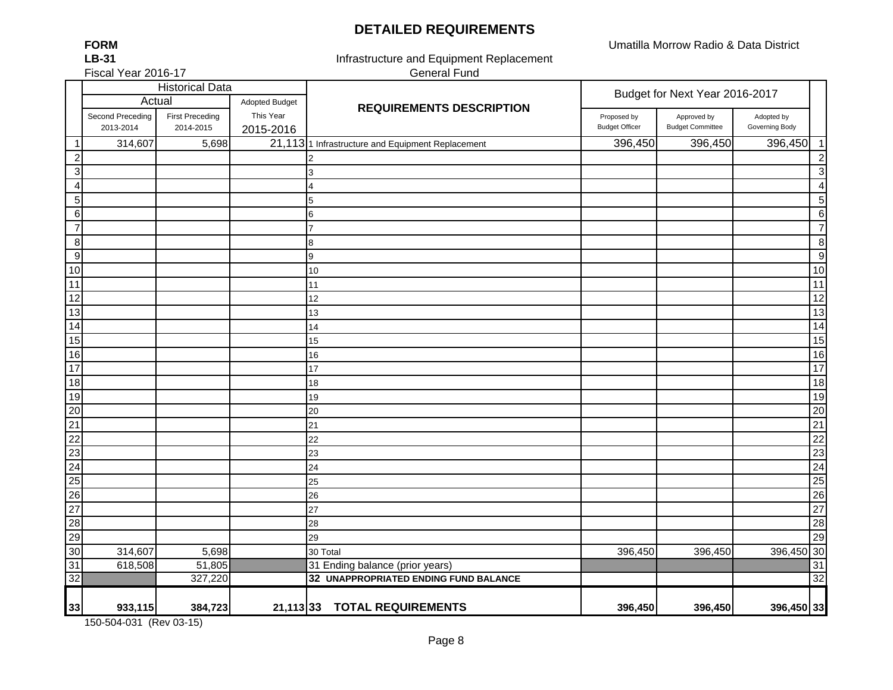# DETAILED REQUIREMENTS

**FORM**
**LB-31**
Fiscal Year 2016-17

Umatilla Morrow Radio & Data District

Infrastructure and Equipment Replacement
General Fund

| | Historical Data | | | REQUIREMENTS DESCRIPTION | Budget for Next Year 2016-2017 | | | |
|---|---|---|---|---|---|---|---|---|
| | Actual | | Adopted Budget | | | | | |
| | Second Preceding 2013-2014 | First Preceding 2014-2015 | This Year 2015-2016 | | Proposed by Budget Officer | Approved by Budget Committee | Adopted by Governing Body | |
| 1 | 314,607 | 5,698 | 21,113 | 1 Infrastructure and Equipment Replacement | 396,450 | 396,450 | 396,450 | 1 |
| 2 | | | | 2 | | | | 2 |
| 3 | | | | 3 | | | | 3 |
| 4 | | | | 4 | | | | 4 |
| 5 | | | | 5 | | | | 5 |
| 6 | | | | 6 | | | | 6 |
| 7 | | | | 7 | | | | 7 |
| 8 | | | | 8 | | | | 8 |
| 9 | | | | 9 | | | | 9 |
| 10 | | | | 10 | | | | 10 |
| 11 | | | | 11 | | | | 11 |
| 12 | | | | 12 | | | | 12 |
| 13 | | | | 13 | | | | 13 |
| 14 | | | | 14 | | | | 14 |
| 15 | | | | 15 | | | | 15 |
| 16 | | | | 16 | | | | 16 |
| 17 | | | | 17 | | | | 17 |
| 18 | | | | 18 | | | | 18 |
| 19 | | | | 19 | | | | 19 |
| 20 | | | | 20 | | | | 20 |
| 21 | | | | 21 | | | | 21 |
| 22 | | | | 22 | | | | 22 |
| 23 | | | | 23 | | | | 23 |
| 24 | | | | 24 | | | | 24 |
| 25 | | | | 25 | | | | 25 |
| 26 | | | | 26 | | | | 26 |
| 27 | | | | 27 | | | | 27 |
| 28 | | | | 28 | | | | 28 |
| 29 | | | | 29 | | | | 29 |
| 30 | 314,607 | 5,698 | | 30 Total | 396,450 | 396,450 | 396,450 | 30 |
| 31 | 618,508 | 51,805 | | 31 Ending balance (prior years) | | | | 31 |
| 32 | | 327,220 | | **32 UNAPPROPRIATED ENDING FUND BALANCE** | | | | 32 |
| **33** | **933,115** | **384,723** | **21,113** | **33 TOTAL REQUIREMENTS** | **396,450** | **396,450** | **396,450** | **33** |

150-504-031 (Rev 03-15)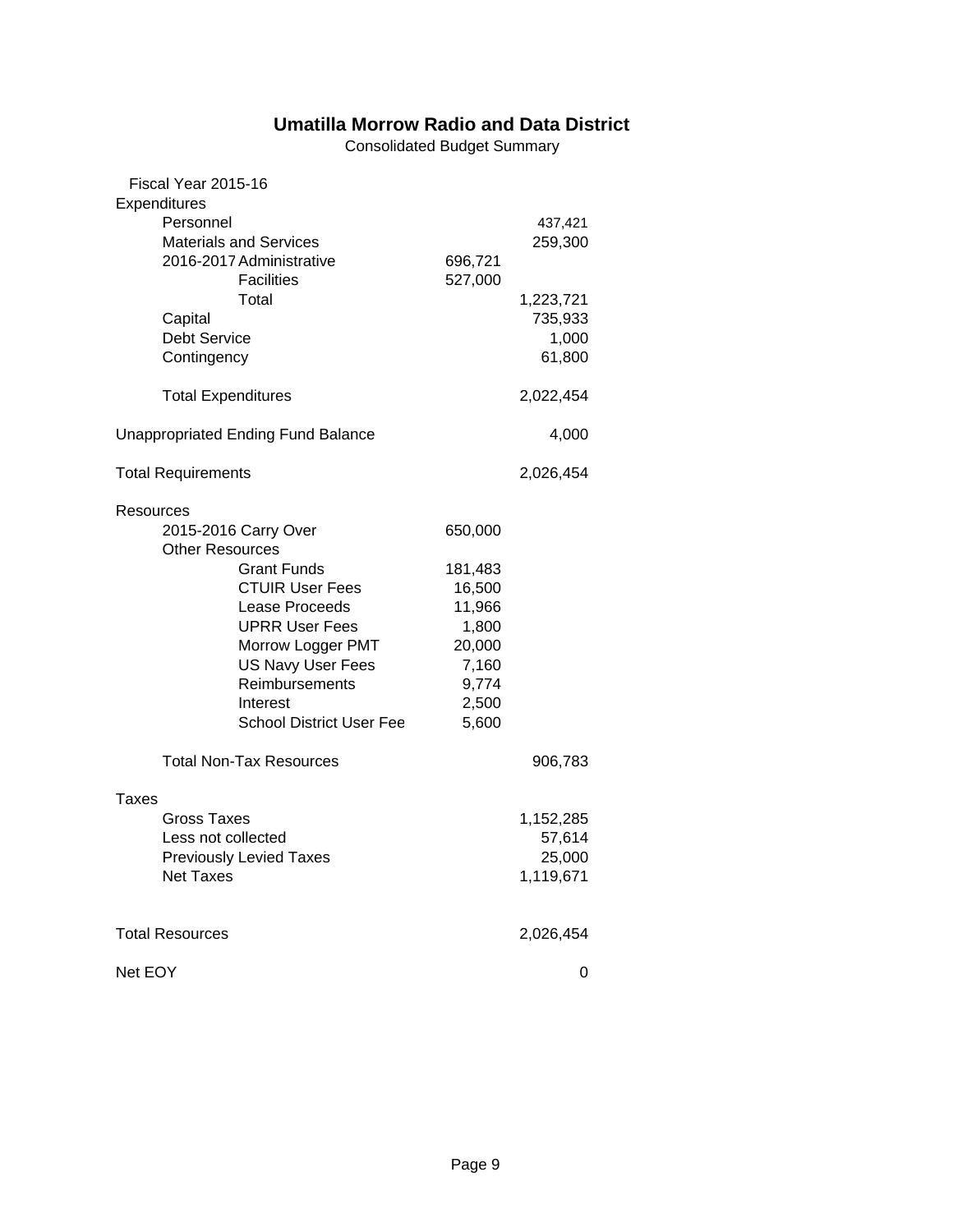# Umatilla Morrow Radio and Data District

Consolidated Budget Summary

| | | |
|---|---|---|
| Fiscal Year 2015-16 | | |
| Expenditures | | |
| Personnel | | 437,421 |
| Materials and Services | | 259,300 |
| 2016-2017 Administrative | 696,721 | |
| Facilities | 527,000 | |
| Total | | 1,223,721 |
| Capital | | 735,933 |
| Debt Service | | 1,000 |
| Contingency | | 61,800 |
| Total Expenditures | | 2,022,454 |
| Unappropriated Ending Fund Balance | | 4,000 |
| Total Requirements | | 2,026,454 |
| Resources | | |
| 2015-2016 Carry Over | 650,000 | |
| Other Resources | | |
| Grant Funds | 181,483 | |
| CTUIR User Fees | 16,500 | |
| Lease Proceeds | 11,966 | |
| UPRR User Fees | 1,800 | |
| Morrow Logger PMT | 20,000 | |
| US Navy User Fees | 7,160 | |
| Reimbursements | 9,774 | |
| Interest | 2,500 | |
| School District User Fee | 5,600 | |
| Total Non-Tax Resources | | 906,783 |
| Taxes | | |
| Gross Taxes | | 1,152,285 |
| Less not collected | | 57,614 |
| Previously Levied Taxes | | 25,000 |
| Net Taxes | | 1,119,671 |
| Total Resources | | 2,026,454 |
| Net EOY | | 0 |